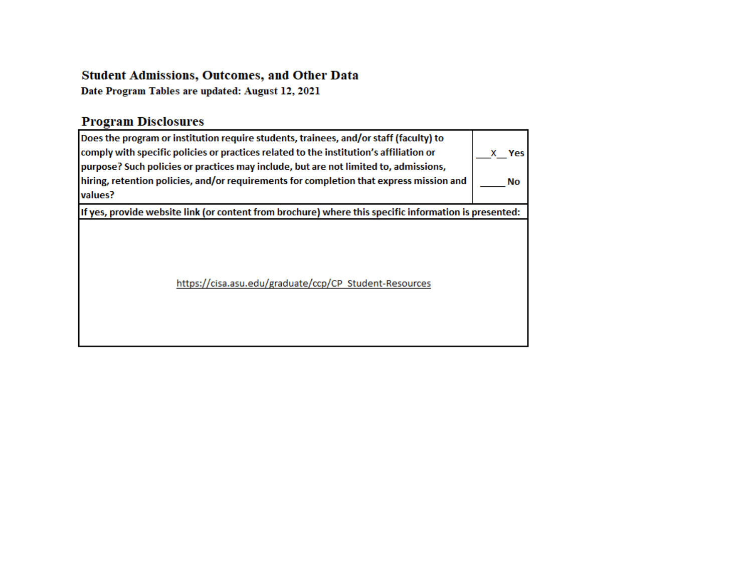## Student Admissions, Outcomes, and Other Data

**Date Program Tables are updated: August 12, 2021**

### Program Disclosures

| Does the program or institution require students, trainees, and/or staff (faculty) to comply with specific policies or practices related to the institution's affiliation or purpose? Such policies or practices may include, but are not limited to, admissions, hiring, retention policies, and/or requirements for completion that express mission and values? | \_\_\_X\_\_ Yes<br><br>\_\_\_\_\_ No |
|---|---|
| **If yes, provide website link (or content from brochure) where this specific information is presented:** | |
| https://cisa.asu.edu/graduate/ccp/CP_Student-Resources | |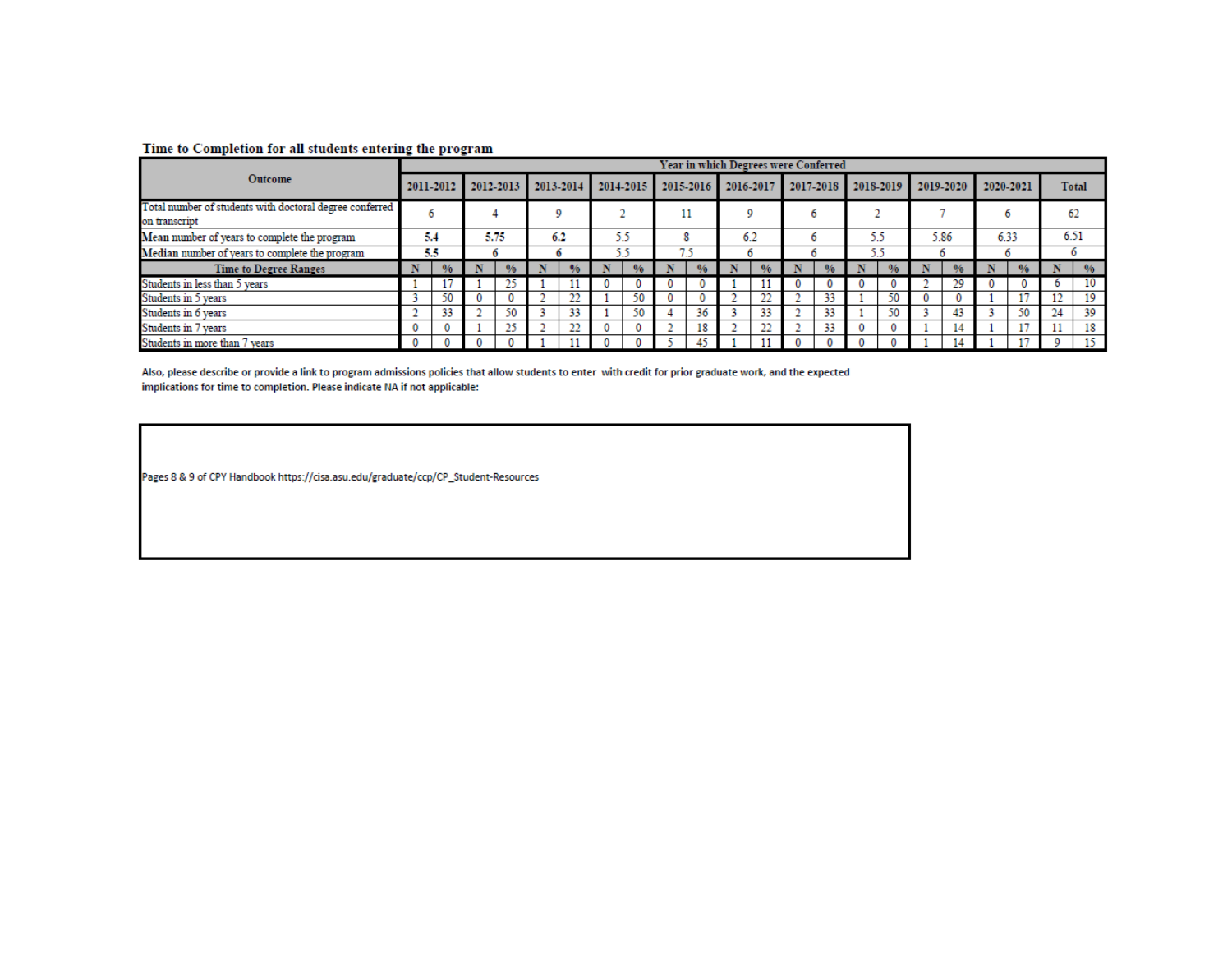**Time to Completion for all students entering the program**

| Outcome | Year in which Degrees were Conferred | | | | | | | | | | | | | | | | | | | | | |
|---|---|---|---|---|---|---|---|---|---|---|---|---|---|---|---|---|---|---|---|---|---|---|
| | 2011-2012 | | 2012-2013 | | 2013-2014 | | 2014-2015 | | 2015-2016 | | 2016-2017 | | 2017-2018 | | 2018-2019 | | 2019-2020 | | 2020-2021 | | Total | |
| Total number of students with doctoral degree conferred on transcript | 6 | | 4 | | 9 | | 2 | | 11 | | 9 | | 6 | | 2 | | 7 | | 6 | | 62 | |
| Mean number of years to complete the program | 5.4 | | 5.75 | | 6.2 | | 5.5 | | 8 | | 6.2 | | 6 | | 5.5 | | 5.86 | | 6.33 | | 6.51 | |
| Median number of years to complete the program | 5.5 | | 6 | | 6 | | 5.5 | | 7.5 | | 6 | | 6 | | 5.5 | | 6 | | 6 | | 6 | |
| Time to Degree Ranges | N | % | N | % | N | % | N | % | N | % | N | % | N | % | N | % | N | % | N | % | N | % |
| Students in less than 5 years | 1 | 17 | 1 | 25 | 1 | 11 | 0 | 0 | 0 | 0 | 1 | 11 | 0 | 0 | 0 | 0 | 2 | 29 | 0 | 0 | 6 | 10 |
| Students in 5 years | 3 | 50 | 0 | 0 | 2 | 22 | 1 | 50 | 0 | 0 | 2 | 22 | 2 | 33 | 1 | 50 | 0 | 0 | 1 | 17 | 12 | 19 |
| Students in 6 years | 2 | 33 | 2 | 50 | 3 | 33 | 1 | 50 | 4 | 36 | 3 | 33 | 2 | 33 | 1 | 50 | 3 | 43 | 3 | 50 | 24 | 39 |
| Students in 7 years | 0 | 0 | 1 | 25 | 2 | 22 | 0 | 0 | 2 | 18 | 2 | 22 | 2 | 33 | 0 | 0 | 1 | 14 | 1 | 17 | 11 | 18 |
| Students in more than 7 years | 0 | 0 | 0 | 0 | 1 | 11 | 0 | 0 | 5 | 45 | 1 | 11 | 0 | 0 | 0 | 0 | 1 | 14 | 1 | 17 | 9 | 15 |

Also, please describe or provide a link to program admissions policies that allow students to enter with credit for prior graduate work, and the expected implications for time to completion. Please indicate NA if not applicable:

Pages 8 & 9 of CPY Handbook https://cisa.asu.edu/graduate/ccp/CP_Student-Resources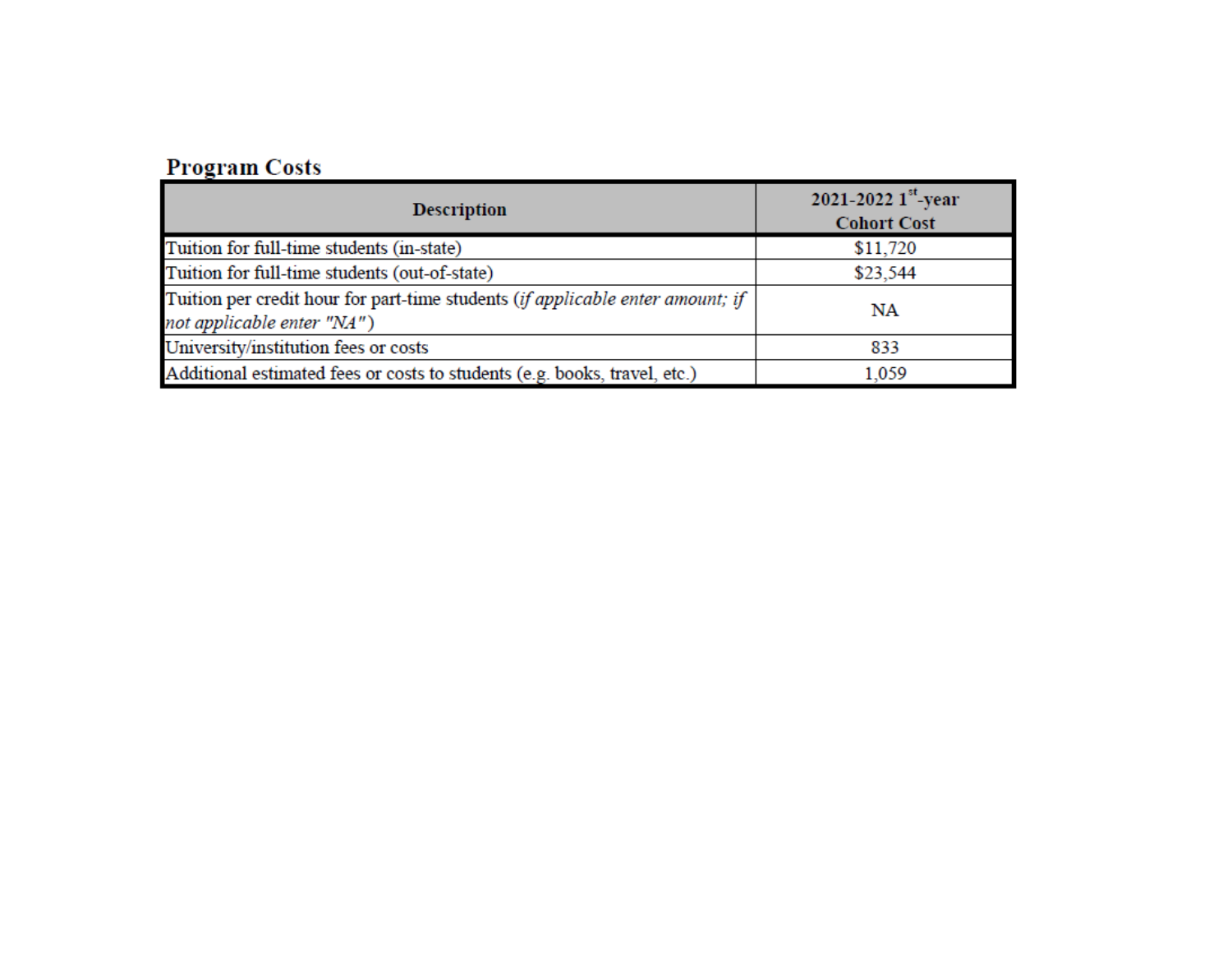## Program Costs

| Description | 2021-2022 1st-year Cohort Cost |
|---|---|
| Tuition for full-time students (in-state) | $11,720 |
| Tuition for full-time students (out-of-state) | $23,544 |
| Tuition per credit hour for part-time students (*if applicable enter amount; if not applicable enter "NA"*) | NA |
| University/institution fees or costs | 833 |
| Additional estimated fees or costs to students (e.g. books, travel, etc.) | 1,059 |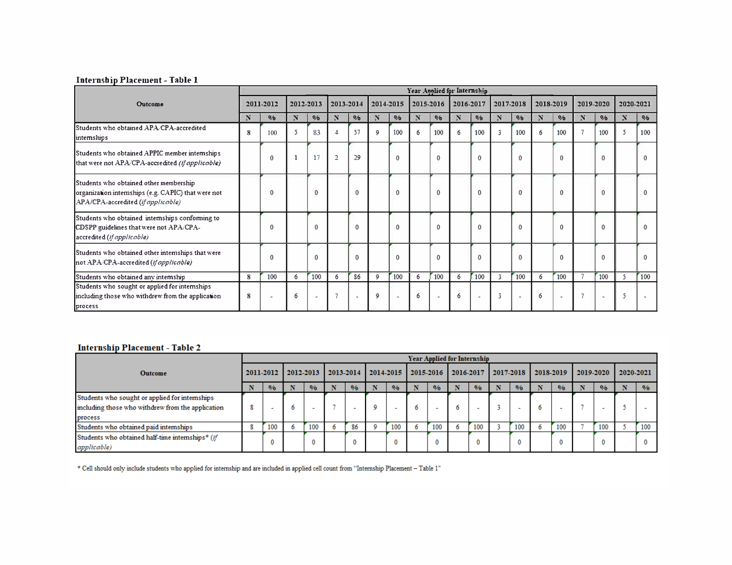**Internship Placement - Table 1**

| Outcome | Year Applied for Internship | | | | | | | | | | | | | | | | | | | |
|---|---|---|---|---|---|---|---|---|---|---|---|---|---|---|---|---|---|---|---|---|
| | 2011-2012 | | 2012-2013 | | 2013-2014 | | 2014-2015 | | 2015-2016 | | 2016-2017 | | 2017-2018 | | 2018-2019 | | 2019-2020 | | 2020-2021 | |
| | N | % | N | % | N | % | N | % | N | % | N | % | N | % | N | % | N | % | N | % |
| Students who obtained APA/CPA-accredited internships | 8 | 100 | 5 | 83 | 4 | 57 | 9 | 100 | 6 | 100 | 6 | 100 | 3 | 100 | 6 | 100 | 7 | 100 | 5 | 100 |
| Students who obtained APPIC member internships that were not APA/CPA-accredited *(if applicable)* | | 0 | 1 | 17 | 2 | 29 | | 0 | | 0 | | 0 | | 0 | | 0 | | 0 | | 0 |
| Students who obtained other membership organization internships (e.g. CAPIC) that were not APA/CPA-accredited *(if applicable)* | | 0 | | 0 | | 0 | | 0 | | 0 | | 0 | | 0 | | 0 | | 0 | | 0 |
| Students who obtained internships conforming to CDSPP guidelines that were not APA/CPA-accredited *(if applicable)* | | 0 | | 0 | | 0 | | 0 | | 0 | | 0 | | 0 | | 0 | | 0 | | 0 |
| Students who obtained other internships that were not APA/CPA-accredited *(if applicable)* | | 0 | | 0 | | 0 | | 0 | | 0 | | 0 | | 0 | | 0 | | 0 | | 0 |
| Students who obtained any internship | 8 | 100 | 6 | 100 | 6 | 86 | 9 | 100 | 6 | 100 | 6 | 100 | 3 | 100 | 6 | 100 | 7 | 100 | 5 | 100 |
| Students who sought or applied for internships including those who withdrew from the application process | 8 | - | 6 | - | 7 | - | 9 | - | 6 | - | 6 | - | 3 | - | 6 | - | 7 | - | 5 | - |

**Internship Placement - Table 2**

| Outcome | Year Applied for Internship | | | | | | | | | | | | | | | | | | | |
|---|---|---|---|---|---|---|---|---|---|---|---|---|---|---|---|---|---|---|---|---|
| | 2011-2012 | | 2012-2013 | | 2013-2014 | | 2014-2015 | | 2015-2016 | | 2016-2017 | | 2017-2018 | | 2018-2019 | | 2019-2020 | | 2020-2021 | |
| | N | % | N | % | N | % | N | % | N | % | N | % | N | % | N | % | N | % | N | % |
| Students who sought or applied for internships including those who withdrew from the application process | 8 | - | 6 | - | 7 | - | 9 | - | 6 | - | 6 | - | 3 | - | 6 | - | 7 | - | 5 | - |
| Students who obtained paid internships | 8 | 100 | 6 | 100 | 6 | 86 | 9 | 100 | 6 | 100 | 6 | 100 | 3 | 100 | 6 | 100 | 7 | 100 | 5 | 100 |
| Students who obtained half-time internships* *(if applicable)* | | 0 | | 0 | | 0 | | 0 | | 0 | | 0 | | 0 | | 0 | | 0 | | 0 |

* Cell should only include students who applied for internship and are included in applied cell count from "Internship Placement – Table 1"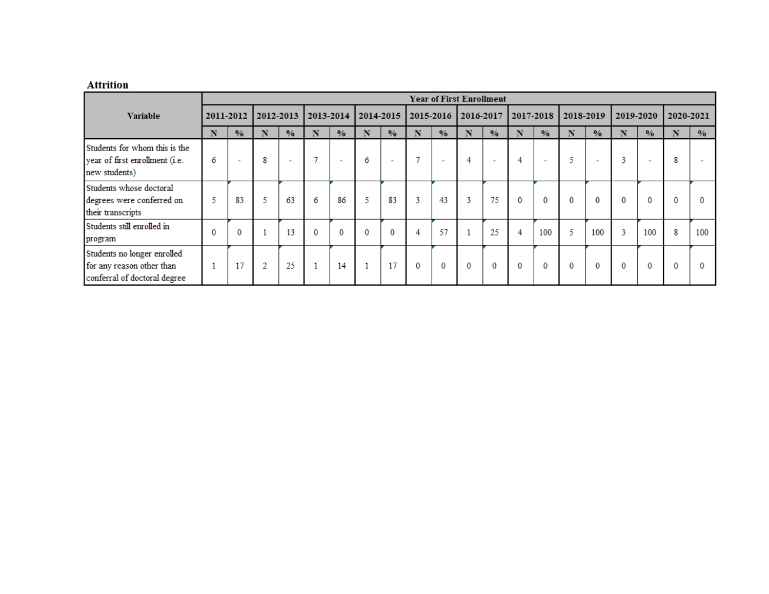**Attrition**

| Variable | Year of First Enrollment | | | | | | | | | | | | | | | | | | | |
|---|---|---|---|---|---|---|---|---|---|---|---|---|---|---|---|---|---|---|---|---|
| | 2011-2012 | | 2012-2013 | | 2013-2014 | | 2014-2015 | | 2015-2016 | | 2016-2017 | | 2017-2018 | | 2018-2019 | | 2019-2020 | | 2020-2021 | |
| | N | % | N | % | N | % | N | % | N | % | N | % | N | % | N | % | N | % | N | % |
| Students for whom this is the year of first enrollment (i.e. new students) | 6 | - | 8 | - | 7 | - | 6 | - | 7 | - | 4 | - | 4 | - | 5 | - | 3 | - | 8 | - |
| Students whose doctoral degrees were conferred on their transcripts | 5 | 83 | 5 | 63 | 6 | 86 | 5 | 83 | 3 | 43 | 3 | 75 | 0 | 0 | 0 | 0 | 0 | 0 | 0 | 0 |
| Students still enrolled in program | 0 | 0 | 1 | 13 | 0 | 0 | 0 | 0 | 4 | 57 | 1 | 25 | 4 | 100 | 5 | 100 | 3 | 100 | 8 | 100 |
| Students no longer enrolled for any reason other than conferral of doctoral degree | 1 | 17 | 2 | 25 | 1 | 14 | 1 | 17 | 0 | 0 | 0 | 0 | 0 | 0 | 0 | 0 | 0 | 0 | 0 | 0 |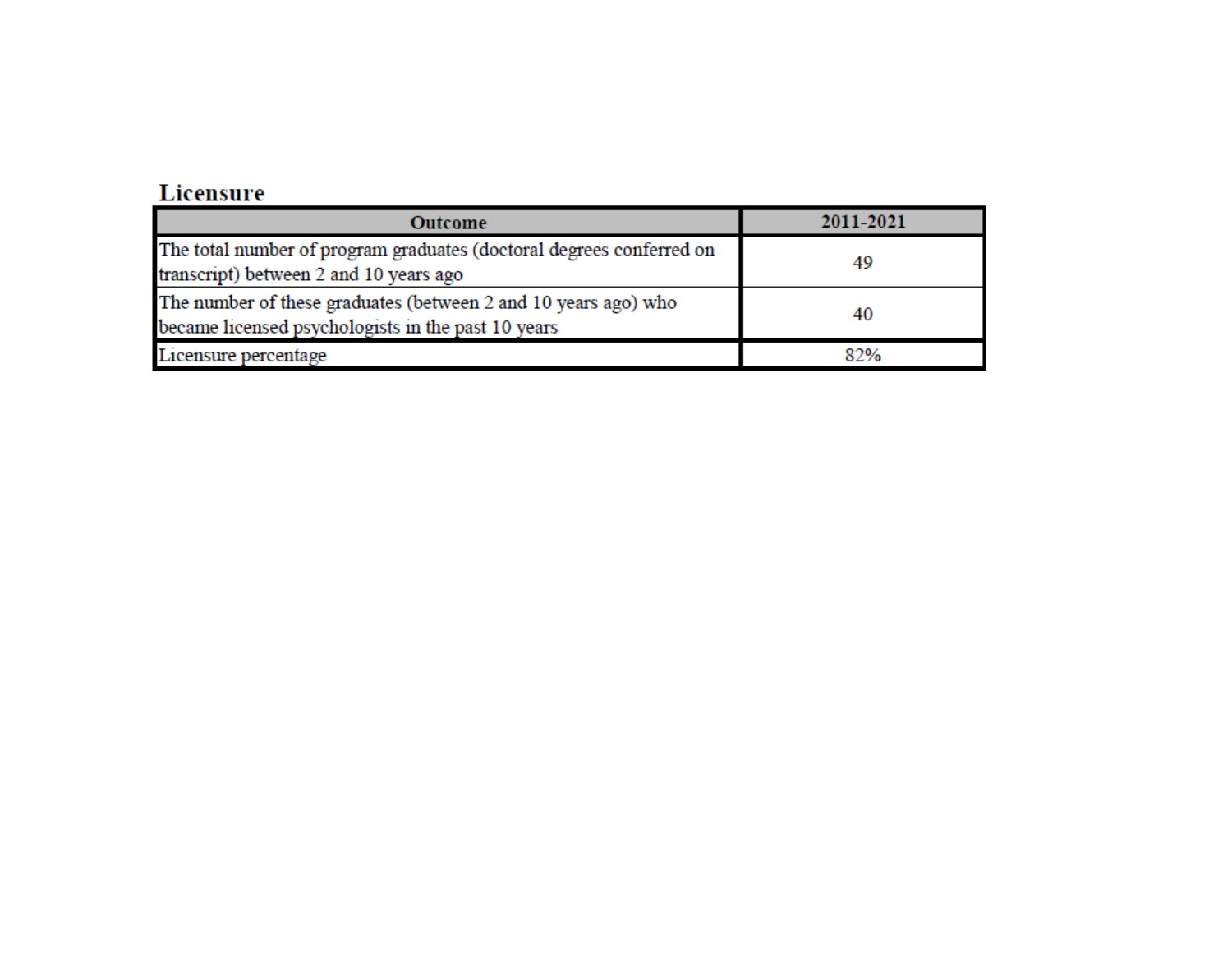## Licensure

| Outcome | 2011-2021 |
|---|---|
| The total number of program graduates (doctoral degrees conferred on transcript) between 2 and 10 years ago | 49 |
| The number of these graduates (between 2 and 10 years ago) who became licensed psychologists in the past 10 years | 40 |
| Licensure percentage | 82% |